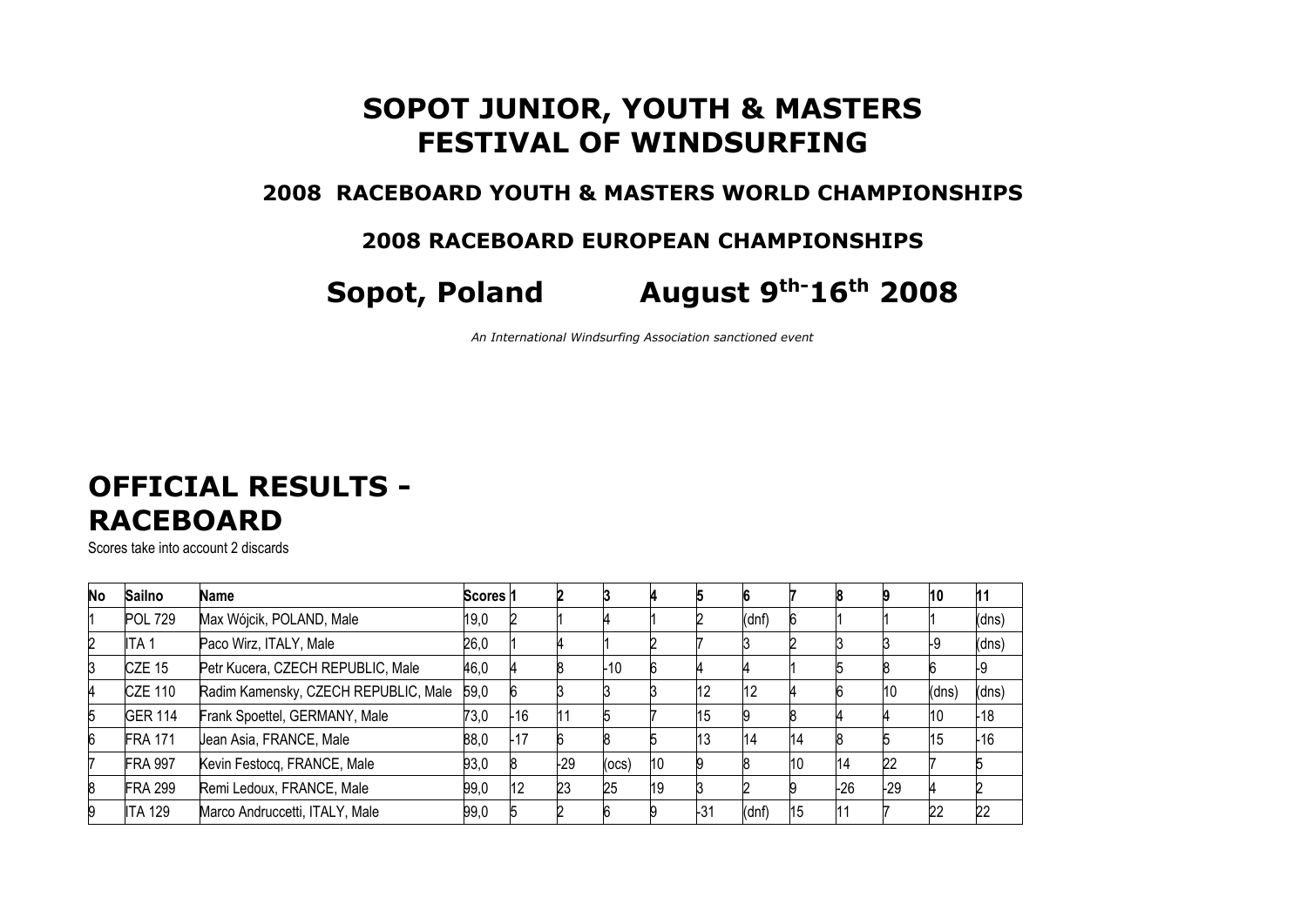# SOPOT JUNIOR, YOUTH & MASTERS FESTIVAL OF WINDSURFING

## 2008 RACEBOARD YOUTH & MASTERS WORLD CHAMPIONSHIPS

## 2008 RACEBOARD EUROPEAN CHAMPIONSHIPS

## Sopot, Poland August 9th-16th 2008

*An International Windsurfing Association sanctioned event*

# OFFICIAL RESULTS - RACEBOARD

Scores take into account 2 discards

| No | Sailno | Name | Scores | 1 | 2 | 3 | 4 | 5 | 6 | 7 | 8 | 9 | 10 | 11 |
|---|---|---|---|---|---|---|---|---|---|---|---|---|---|---|
| 1 | POL 729 | Max Wójcik, POLAND, Male | 19,0 | 2 | 1 | 4 | 1 | 2 | (dnf) | 6 | 1 | 1 | 1 | (dns) |
| 2 | ITA 1 | Paco Wirz, ITALY, Male | 26,0 | 1 | 4 | 1 | 2 | 7 | 3 | 2 | 3 | 3 | -9 | (dns) |
| 3 | CZE 15 | Petr Kucera, CZECH REPUBLIC, Male | 46,0 | 4 | 8 | -10 | 6 | 4 | 4 | 1 | 5 | 8 | 6 | -9 |
| 4 | CZE 110 | Radim Kamensky, CZECH REPUBLIC, Male | 59,0 | 6 | 3 | 3 | 3 | 12 | 12 | 4 | 6 | 10 | (dns) | (dns) |
| 5 | GER 114 | Frank Spoettel, GERMANY, Male | 73,0 | -16 | 11 | 5 | 7 | 15 | 9 | 8 | 4 | 4 | 10 | -18 |
| 6 | FRA 171 | Jean Asia, FRANCE, Male | 88,0 | -17 | 6 | 8 | 5 | 13 | 14 | 14 | 8 | 5 | 15 | -16 |
| 7 | FRA 997 | Kevin Festocq, FRANCE, Male | 93,0 | 8 | -29 | (ocs) | 10 | 9 | 8 | 10 | 14 | 22 | 7 | 5 |
| 8 | FRA 299 | Remi Ledoux, FRANCE, Male | 99,0 | 12 | 23 | 25 | 19 | 3 | 2 | 9 | -26 | -29 | 4 | 2 |
| 9 | ITA 129 | Marco Andruccetti, ITALY, Male | 99,0 | 5 | 2 | 6 | 9 | -31 | (dnf) | 15 | 11 | 7 | 22 | 22 |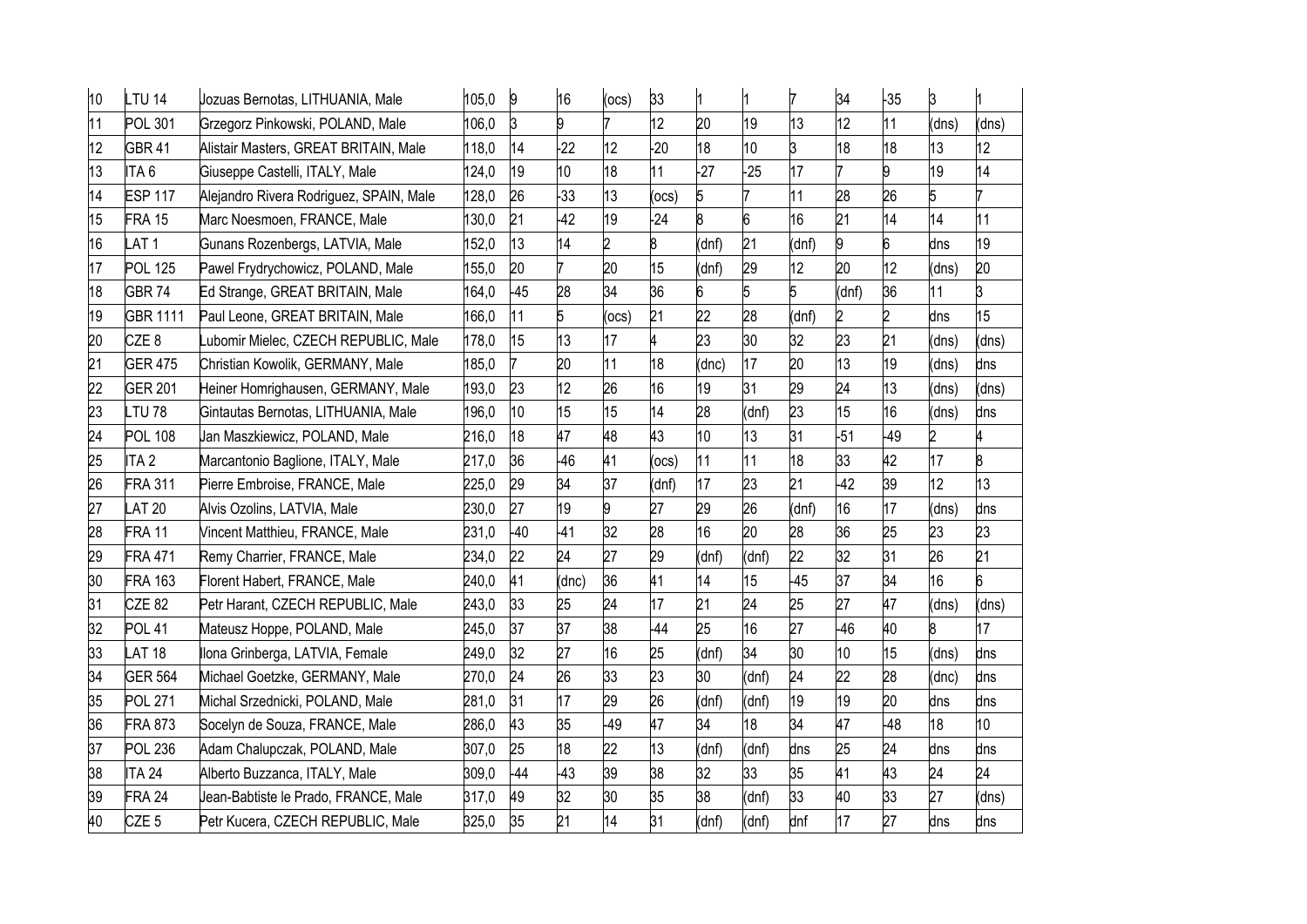| | | | | | | | | | | | | | | | |
|---|---|---|---|---|---|---|---|---|---|---|---|---|---|---|---|
| 10 | LTU 14 | Jozuas Bernotas, LITHUANIA, Male | 105,0 | 9 | 16 | (ocs) | 33 | 1 | 1 | 7 | 34 | -35 | 3 | 1 |
| 11 | POL 301 | Grzegorz Pinkowski, POLAND, Male | 106,0 | 3 | 9 | 7 | 12 | 20 | 19 | 13 | 12 | 11 | (dns) | (dns) |
| 12 | GBR 41 | Alistair Masters, GREAT BRITAIN, Male | 118,0 | 14 | -22 | 12 | -20 | 18 | 10 | 3 | 18 | 18 | 13 | 12 |
| 13 | ITA 6 | Giuseppe Castelli, ITALY, Male | 124,0 | 19 | 10 | 18 | 11 | -27 | -25 | 17 | 7 | 9 | 19 | 14 |
| 14 | ESP 117 | Alejandro Rivera Rodriguez, SPAIN, Male | 128,0 | 26 | -33 | 13 | (ocs) | 5 | 7 | 11 | 28 | 26 | 5 | 7 |
| 15 | FRA 15 | Marc Noesmoen, FRANCE, Male | 130,0 | 21 | -42 | 19 | -24 | 8 | 6 | 16 | 21 | 14 | 14 | 11 |
| 16 | LAT 1 | Gunans Rozenbergs, LATVIA, Male | 152,0 | 13 | 14 | 2 | 8 | (dnf) | 21 | (dnf) | 9 | 6 | dns | 19 |
| 17 | POL 125 | Pawel Frydrychowicz, POLAND, Male | 155,0 | 20 | 7 | 20 | 15 | (dnf) | 29 | 12 | 20 | 12 | (dns) | 20 |
| 18 | GBR 74 | Ed Strange, GREAT BRITAIN, Male | 164,0 | -45 | 28 | 34 | 36 | 6 | 5 | 5 | (dnf) | 36 | 11 | 3 |
| 19 | GBR 1111 | Paul Leone, GREAT BRITAIN, Male | 166,0 | 11 | 5 | (ocs) | 21 | 22 | 28 | (dnf) | 2 | 2 | dns | 15 |
| 20 | CZE 8 | Lubomir Mielec, CZECH REPUBLIC, Male | 178,0 | 15 | 13 | 17 | 4 | 23 | 30 | 32 | 23 | 21 | (dns) | (dns) |
| 21 | GER 475 | Christian Kowolik, GERMANY, Male | 185,0 | 7 | 20 | 11 | 18 | (dnc) | 17 | 20 | 13 | 19 | (dns) | dns |
| 22 | GER 201 | Heiner Homrighausen, GERMANY, Male | 193,0 | 23 | 12 | 26 | 16 | 19 | 31 | 29 | 24 | 13 | (dns) | (dns) |
| 23 | LTU 78 | Gintautas Bernotas, LITHUANIA, Male | 196,0 | 10 | 15 | 15 | 14 | 28 | (dnf) | 23 | 15 | 16 | (dns) | dns |
| 24 | POL 108 | Jan Maszkiewicz, POLAND, Male | 216,0 | 18 | 47 | 48 | 43 | 10 | 13 | 31 | -51 | -49 | 2 | 4 |
| 25 | ITA 2 | Marcantonio Baglione, ITALY, Male | 217,0 | 36 | -46 | 41 | (ocs) | 11 | 11 | 18 | 33 | 42 | 17 | 8 |
| 26 | FRA 311 | Pierre Embroise, FRANCE, Male | 225,0 | 29 | 34 | 37 | (dnf) | 17 | 23 | 21 | -42 | 39 | 12 | 13 |
| 27 | LAT 20 | Alvis Ozolins, LATVIA, Male | 230,0 | 27 | 19 | 9 | 27 | 29 | 26 | (dnf) | 16 | 17 | (dns) | dns |
| 28 | FRA 11 | Vincent Matthieu, FRANCE, Male | 231,0 | -40 | -41 | 32 | 28 | 16 | 20 | 28 | 36 | 25 | 23 | 23 |
| 29 | FRA 471 | Remy Charrier, FRANCE, Male | 234,0 | 22 | 24 | 27 | 29 | (dnf) | (dnf) | 22 | 32 | 31 | 26 | 21 |
| 30 | FRA 163 | Florent Habert, FRANCE, Male | 240,0 | 41 | (dnc) | 36 | 41 | 14 | 15 | -45 | 37 | 34 | 16 | 6 |
| 31 | CZE 82 | Petr Harant, CZECH REPUBLIC, Male | 243,0 | 33 | 25 | 24 | 17 | 21 | 24 | 25 | 27 | 47 | (dns) | (dns) |
| 32 | POL 41 | Mateusz Hoppe, POLAND, Male | 245,0 | 37 | 37 | 38 | -44 | 25 | 16 | 27 | -46 | 40 | 8 | 17 |
| 33 | LAT 18 | Ilona Grinberga, LATVIA, Female | 249,0 | 32 | 27 | 16 | 25 | (dnf) | 34 | 30 | 10 | 15 | (dns) | dns |
| 34 | GER 564 | Michael Goetzke, GERMANY, Male | 270,0 | 24 | 26 | 33 | 23 | 30 | (dnf) | 24 | 22 | 28 | (dnc) | dns |
| 35 | POL 271 | Michal Srzednicki, POLAND, Male | 281,0 | 31 | 17 | 29 | 26 | (dnf) | (dnf) | 19 | 19 | 20 | dns | dns |
| 36 | FRA 873 | Socelyn de Souza, FRANCE, Male | 286,0 | 43 | 35 | -49 | 47 | 34 | 18 | 34 | 47 | -48 | 18 | 10 |
| 37 | POL 236 | Adam Chalupczak, POLAND, Male | 307,0 | 25 | 18 | 22 | 13 | (dnf) | (dnf) | dns | 25 | 24 | dns | dns |
| 38 | ITA 24 | Alberto Buzzanca, ITALY, Male | 309,0 | -44 | -43 | 39 | 38 | 32 | 33 | 35 | 41 | 43 | 24 | 24 |
| 39 | FRA 24 | Jean-Babtiste le Prado, FRANCE, Male | 317,0 | 49 | 32 | 30 | 35 | 38 | (dnf) | 33 | 40 | 33 | 27 | (dns) |
| 40 | CZE 5 | Petr Kucera, CZECH REPUBLIC, Male | 325,0 | 35 | 21 | 14 | 31 | (dnf) | (dnf) | dnf | 17 | 27 | dns | dns |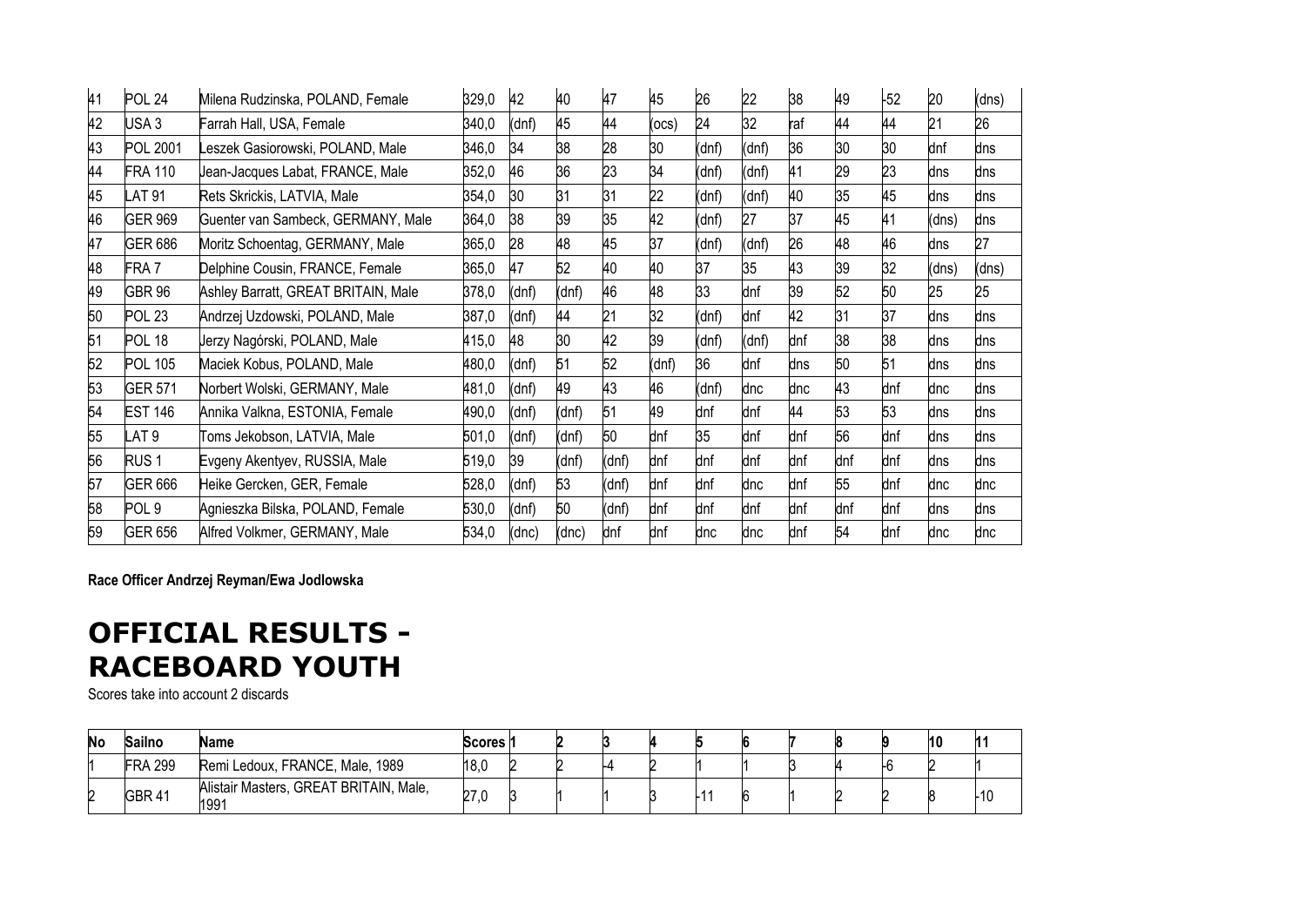| 41 | POL 24 | Milena Rudzinska, POLAND, Female | 329,0 | 42 | 40 | 47 | 45 | 26 | 22 | 38 | 49 | -52 | 20 | (dns) |
|---|---|---|---|---|---|---|---|---|---|---|---|---|---|---|
| 42 | USA 3 | Farrah Hall, USA, Female | 340,0 | (dnf) | 45 | 44 | (ocs) | 24 | 32 | raf | 44 | 44 | 21 | 26 |
| 43 | POL 2001 | Leszek Gasiorowski, POLAND, Male | 346,0 | 34 | 38 | 28 | 30 | (dnf) | (dnf) | 36 | 30 | 30 | dnf | dns |
| 44 | FRA 110 | Jean-Jacques Labat, FRANCE, Male | 352,0 | 46 | 36 | 23 | 34 | (dnf) | (dnf) | 41 | 29 | 23 | dns | dns |
| 45 | LAT 91 | Rets Skrickis, LATVIA, Male | 354,0 | 30 | 31 | 31 | 22 | (dnf) | (dnf) | 40 | 35 | 45 | dns | dns |
| 46 | GER 969 | Guenter van Sambeck, GERMANY, Male | 364,0 | 38 | 39 | 35 | 42 | (dnf) | 27 | 37 | 45 | 41 | (dns) | dns |
| 47 | GER 686 | Moritz Schoentag, GERMANY, Male | 365,0 | 28 | 48 | 45 | 37 | (dnf) | (dnf) | 26 | 48 | 46 | dns | 27 |
| 48 | FRA 7 | Delphine Cousin, FRANCE, Female | 365,0 | 47 | 52 | 40 | 40 | 37 | 35 | 43 | 39 | 32 | (dns) | (dns) |
| 49 | GBR 96 | Ashley Barratt, GREAT BRITAIN, Male | 378,0 | (dnf) | (dnf) | 46 | 48 | 33 | dnf | 39 | 52 | 50 | 25 | 25 |
| 50 | POL 23 | Andrzej Uzdowski, POLAND, Male | 387,0 | (dnf) | 44 | 21 | 32 | (dnf) | dnf | 42 | 31 | 37 | dns | dns |
| 51 | POL 18 | Jerzy Nagórski, POLAND, Male | 415,0 | 48 | 30 | 42 | 39 | (dnf) | (dnf) | dnf | 38 | 38 | dns | dns |
| 52 | POL 105 | Maciek Kobus, POLAND, Male | 480,0 | (dnf) | 51 | 52 | (dnf) | 36 | dnf | dns | 50 | 51 | dns | dns |
| 53 | GER 571 | Norbert Wolski, GERMANY, Male | 481,0 | (dnf) | 49 | 43 | 46 | (dnf) | dnc | dnc | 43 | dnf | dnc | dns |
| 54 | EST 146 | Annika Valkna, ESTONIA, Female | 490,0 | (dnf) | (dnf) | 51 | 49 | dnf | dnf | 44 | 53 | 53 | dns | dns |
| 55 | LAT 9 | Toms Jekobson, LATVIA, Male | 501,0 | (dnf) | (dnf) | 50 | dnf | 35 | dnf | dnf | 56 | dnf | dns | dns |
| 56 | RUS 1 | Evgeny Akentyev, RUSSIA, Male | 519,0 | 39 | (dnf) | (dnf) | dnf | dnf | dnf | dnf | dnf | dnf | dns | dns |
| 57 | GER 666 | Heike Gercken, GER, Female | 528,0 | (dnf) | 53 | (dnf) | dnf | dnf | dnc | dnf | 55 | dnf | dnc | dnc |
| 58 | POL 9 | Agnieszka Bilska, POLAND, Female | 530,0 | (dnf) | 50 | (dnf) | dnf | dnf | dnf | dnf | dnf | dnf | dns | dns |
| 59 | GER 656 | Alfred Volkmer, GERMANY, Male | 534,0 | (dnc) | (dnc) | dnf | dnf | dnc | dnc | dnf | 54 | dnf | dnc | dnc |

**Race Officer Andrzej Reyman/Ewa Jodlowska**

# OFFICIAL RESULTS - RACEBOARD YOUTH

Scores take into account 2 discards

| No | Sailno | Name | Scores | 1 | 2 | 3 | 4 | 5 | 6 | 7 | 8 | 9 | 10 | 11 |
|---|---|---|---|---|---|---|---|---|---|---|---|---|---|---|
| 1 | FRA 299 | Remi Ledoux, FRANCE, Male, 1989 | 18,0 | 2 | 2 | -4 | 2 | 1 | 1 | 3 | 4 | -6 | 2 | 1 |
| 2 | GBR 41 | Alistair Masters, GREAT BRITAIN, Male, 1991 | 27,0 | 3 | 1 | 1 | 3 | -11 | 6 | 1 | 2 | 2 | 8 | -10 |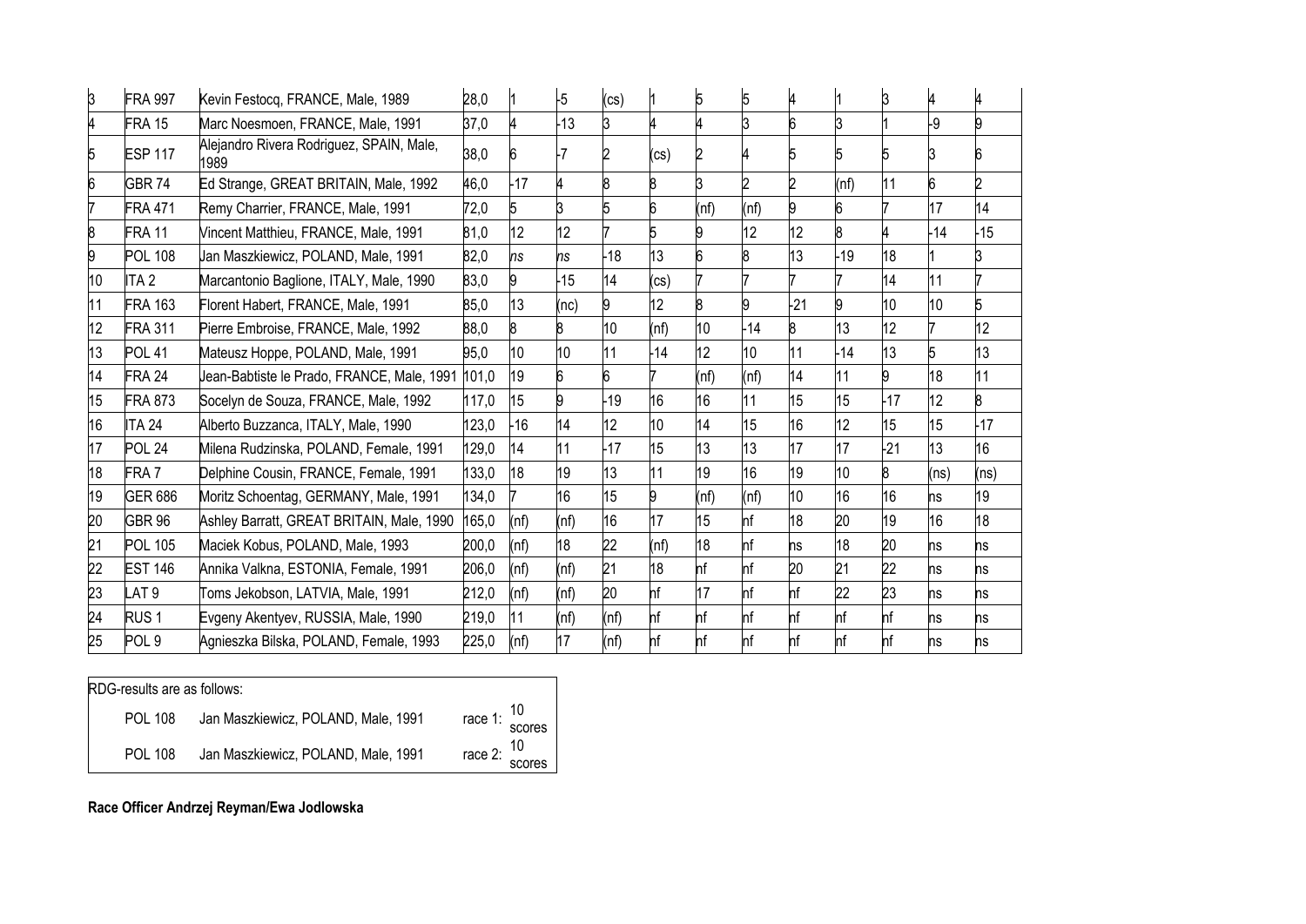| 3 | FRA 997 | Kevin Festocq, FRANCE, Male, 1989 | 28,0 | 1 | -5 | (cs) | 1 | 5 | 5 | 4 | 1 | 3 | 4 | 4 |
|---|---|---|---|---|---|---|---|---|---|---|---|---|---|---|
| 4 | FRA 15 | Marc Noesmoen, FRANCE, Male, 1991 | 37,0 | 4 | -13 | 3 | 4 | 4 | 3 | 6 | 3 | 1 | -9 | 9 |
| 5 | ESP 117 | Alejandro Rivera Rodriguez, SPAIN, Male, 1989 | 38,0 | 6 | -7 | 2 | (cs) | 2 | 4 | 5 | 5 | 5 | 3 | 6 |
| 6 | GBR 74 | Ed Strange, GREAT BRITAIN, Male, 1992 | 46,0 | -17 | 4 | 8 | 8 | 3 | 2 | 2 | (nf) | 11 | 6 | 2 |
| 7 | FRA 471 | Remy Charrier, FRANCE, Male, 1991 | 72,0 | 5 | 3 | 5 | 6 | (nf) | (nf) | 9 | 6 | 7 | 17 | 14 |
| 8 | FRA 11 | Vincent Matthieu, FRANCE, Male, 1991 | 81,0 | 12 | 12 | 7 | 5 | 9 | 12 | 12 | 8 | 4 | -14 | -15 |
| 9 | POL 108 | Jan Maszkiewicz, POLAND, Male, 1991 | 82,0 | *ns* | *ns* | -18 | 13 | 6 | 8 | 13 | -19 | 18 | 1 | 3 |
| 10 | ITA 2 | Marcantonio Baglione, ITALY, Male, 1990 | 83,0 | 9 | -15 | 14 | (cs) | 7 | 7 | 7 | 7 | 14 | 11 | 7 |
| 11 | FRA 163 | Florent Habert, FRANCE, Male, 1991 | 85,0 | 13 | (nc) | 9 | 12 | 8 | 9 | -21 | 9 | 10 | 10 | 5 |
| 12 | FRA 311 | Pierre Embroise, FRANCE, Male, 1992 | 88,0 | 8 | 8 | 10 | (nf) | 10 | -14 | 8 | 13 | 12 | 7 | 12 |
| 13 | POL 41 | Mateusz Hoppe, POLAND, Male, 1991 | 95,0 | 10 | 10 | 11 | -14 | 12 | 10 | 11 | -14 | 13 | 5 | 13 |
| 14 | FRA 24 | Jean-Babtiste le Prado, FRANCE, Male, 1991 | 101,0 | 19 | 6 | 6 | 7 | (nf) | (nf) | 14 | 11 | 9 | 18 | 11 |
| 15 | FRA 873 | Socelyn de Souza, FRANCE, Male, 1992 | 117,0 | 15 | 9 | -19 | 16 | 16 | 11 | 15 | 15 | -17 | 12 | 8 |
| 16 | ITA 24 | Alberto Buzzanca, ITALY, Male, 1990 | 123,0 | -16 | 14 | 12 | 10 | 14 | 15 | 16 | 12 | 15 | 15 | -17 |
| 17 | POL 24 | Milena Rudzinska, POLAND, Female, 1991 | 129,0 | 14 | 11 | -17 | 15 | 13 | 13 | 17 | 17 | -21 | 13 | 16 |
| 18 | FRA 7 | Delphine Cousin, FRANCE, Female, 1991 | 133,0 | 18 | 19 | 13 | 11 | 19 | 16 | 19 | 10 | 8 | (ns) | (ns) |
| 19 | GER 686 | Moritz Schoentag, GERMANY, Male, 1991 | 134,0 | 7 | 16 | 15 | 9 | (nf) | (nf) | 10 | 16 | 16 | ns | 19 |
| 20 | GBR 96 | Ashley Barratt, GREAT BRITAIN, Male, 1990 | 165,0 | (nf) | (nf) | 16 | 17 | 15 | nf | 18 | 20 | 19 | 16 | 18 |
| 21 | POL 105 | Maciek Kobus, POLAND, Male, 1993 | 200,0 | (nf) | 18 | 22 | (nf) | 18 | nf | ns | 18 | 20 | ns | ns |
| 22 | EST 146 | Annika Valkna, ESTONIA, Female, 1991 | 206,0 | (nf) | (nf) | 21 | 18 | nf | nf | 20 | 21 | 22 | ns | ns |
| 23 | LAT 9 | Toms Jekobson, LATVIA, Male, 1991 | 212,0 | (nf) | (nf) | 20 | nf | 17 | nf | nf | 22 | 23 | ns | ns |
| 24 | RUS 1 | Evgeny Akentyev, RUSSIA, Male, 1990 | 219,0 | 11 | (nf) | (nf) | nf | nf | nf | nf | nf | nf | ns | ns |
| 25 | POL 9 | Agnieszka Bilska, POLAND, Female, 1993 | 225,0 | (nf) | 17 | (nf) | nf | nf | nf | nf | nf | nf | ns | ns |

RDG-results are as follows:

| | | |
|---|---|---|
| POL 108 | Jan Maszkiewicz, POLAND, Male, 1991 | race 1: 10 scores |
| POL 108 | Jan Maszkiewicz, POLAND, Male, 1991 | race 2: 10 scores |

**Race Officer Andrzej Reyman/Ewa Jodlowska**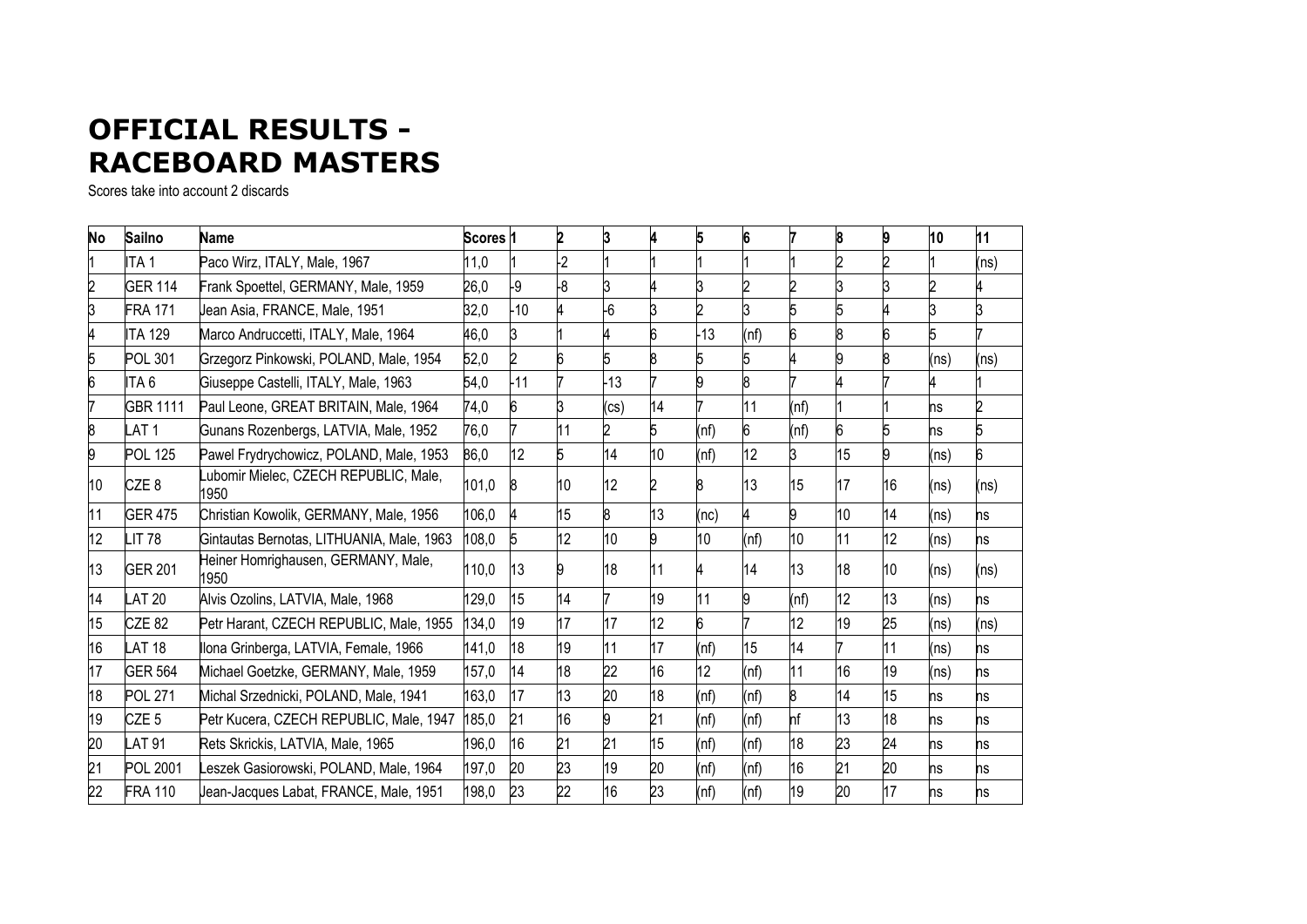# OFFICIAL RESULTS - RACEBOARD MASTERS

Scores take into account 2 discards

| No | Sailno | Name | Scores | 1 | 2 | 3 | 4 | 5 | 6 | 7 | 8 | 9 | 10 | 11 |
|---|---|---|---|---|---|---|---|---|---|---|---|---|---|---|
| 1 | ITA 1 | Paco Wirz, ITALY, Male, 1967 | 11,0 | 1 | -2 | 1 | 1 | 1 | 1 | 1 | 2 | 2 | 1 | (ns) |
| 2 | GER 114 | Frank Spoettel, GERMANY, Male, 1959 | 26,0 | -9 | -8 | 3 | 4 | 3 | 2 | 2 | 3 | 3 | 2 | 4 |
| 3 | FRA 171 | Jean Asia, FRANCE, Male, 1951 | 32,0 | -10 | 4 | -6 | 3 | 2 | 3 | 5 | 5 | 4 | 3 | 3 |
| 4 | ITA 129 | Marco Andruccetti, ITALY, Male, 1964 | 46,0 | 3 | 1 | 4 | 6 | -13 | (nf) | 6 | 8 | 6 | 5 | 7 |
| 5 | POL 301 | Grzegorz Pinkowski, POLAND, Male, 1954 | 52,0 | 2 | 6 | 5 | 8 | 5 | 5 | 4 | 9 | 8 | (ns) | (ns) |
| 6 | ITA 6 | Giuseppe Castelli, ITALY, Male, 1963 | 54,0 | -11 | 7 | -13 | 7 | 9 | 8 | 7 | 4 | 7 | 4 | 1 |
| 7 | GBR 1111 | Paul Leone, GREAT BRITAIN, Male, 1964 | 74,0 | 6 | 3 | (cs) | 14 | 7 | 11 | (nf) | 1 | 1 | ns | 2 |
| 8 | LAT 1 | Gunans Rozenbergs, LATVIA, Male, 1952 | 76,0 | 7 | 11 | 2 | 5 | (nf) | 6 | (nf) | 6 | 5 | ns | 5 |
| 9 | POL 125 | Pawel Frydrychowicz, POLAND, Male, 1953 | 86,0 | 12 | 5 | 14 | 10 | (nf) | 12 | 3 | 15 | 9 | (ns) | 6 |
| 10 | CZE 8 | Lubomir Mielec, CZECH REPUBLIC, Male, 1950 | 101,0 | 8 | 10 | 12 | 2 | 8 | 13 | 15 | 17 | 16 | (ns) | (ns) |
| 11 | GER 475 | Christian Kowolik, GERMANY, Male, 1956 | 106,0 | 4 | 15 | 8 | 13 | (nc) | 4 | 9 | 10 | 14 | (ns) | ns |
| 12 | LIT 78 | Gintautas Bernotas, LITHUANIA, Male, 1963 | 108,0 | 5 | 12 | 10 | 9 | 10 | (nf) | 10 | 11 | 12 | (ns) | ns |
| 13 | GER 201 | Heiner Homrighausen, GERMANY, Male, 1950 | 110,0 | 13 | 9 | 18 | 11 | 4 | 14 | 13 | 18 | 10 | (ns) | (ns) |
| 14 | LAT 20 | Alvis Ozolins, LATVIA, Male, 1968 | 129,0 | 15 | 14 | 7 | 19 | 11 | 9 | (nf) | 12 | 13 | (ns) | ns |
| 15 | CZE 82 | Petr Harant, CZECH REPUBLIC, Male, 1955 | 134,0 | 19 | 17 | 17 | 12 | 6 | 7 | 12 | 19 | 25 | (ns) | (ns) |
| 16 | LAT 18 | Ilona Grinberga, LATVIA, Female, 1966 | 141,0 | 18 | 19 | 11 | 17 | (nf) | 15 | 14 | 7 | 11 | (ns) | ns |
| 17 | GER 564 | Michael Goetzke, GERMANY, Male, 1959 | 157,0 | 14 | 18 | 22 | 16 | 12 | (nf) | 11 | 16 | 19 | (ns) | ns |
| 18 | POL 271 | Michal Srzednicki, POLAND, Male, 1941 | 163,0 | 17 | 13 | 20 | 18 | (nf) | (nf) | 8 | 14 | 15 | ns | ns |
| 19 | CZE 5 | Petr Kucera, CZECH REPUBLIC, Male, 1947 | 185,0 | 21 | 16 | 9 | 21 | (nf) | (nf) | nf | 13 | 18 | ns | ns |
| 20 | LAT 91 | Rets Skrickis, LATVIA, Male, 1965 | 196,0 | 16 | 21 | 21 | 15 | (nf) | (nf) | 18 | 23 | 24 | ns | ns |
| 21 | POL 2001 | Leszek Gasiorowski, POLAND, Male, 1964 | 197,0 | 20 | 23 | 19 | 20 | (nf) | (nf) | 16 | 21 | 20 | ns | ns |
| 22 | FRA 110 | Jean-Jacques Labat, FRANCE, Male, 1951 | 198,0 | 23 | 22 | 16 | 23 | (nf) | (nf) | 19 | 20 | 17 | ns | ns |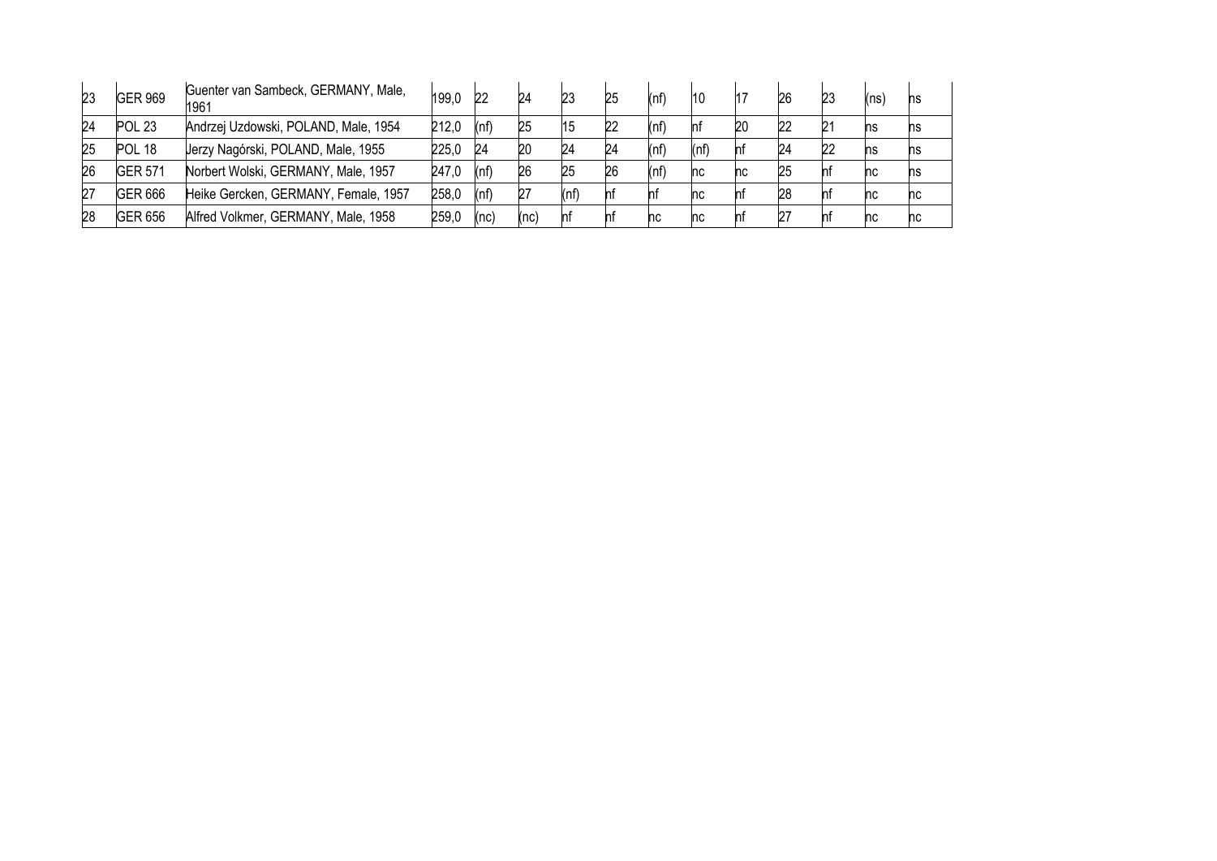| | | | | | | | | | | | | | | | |
|---|---|---|---|---|---|---|---|---|---|---|---|---|---|---|---|
| 23 | GER 969 | Guenter van Sambeck, GERMANY, Male, 1961 | 199,0 | 22 | 24 | 23 | 25 | (nf) | 10 | 17 | 26 | 23 | (ns) | ns |
| 24 | POL 23 | Andrzej Uzdowski, POLAND, Male, 1954 | 212,0 | (nf) | 25 | 15 | 22 | (nf) | nf | 20 | 22 | 21 | ns | ns |
| 25 | POL 18 | Jerzy Nagórski, POLAND, Male, 1955 | 225,0 | 24 | 20 | 24 | 24 | (nf) | (nf) | nf | 24 | 22 | ns | ns |
| 26 | GER 571 | Norbert Wolski, GERMANY, Male, 1957 | 247,0 | (nf) | 26 | 25 | 26 | (nf) | nc | nc | 25 | nf | nc | ns |
| 27 | GER 666 | Heike Gercken, GERMANY, Female, 1957 | 258,0 | (nf) | 27 | (nf) | nf | nf | nc | nf | 28 | nf | nc | nc |
| 28 | GER 656 | Alfred Volkmer, GERMANY, Male, 1958 | 259,0 | (nc) | (nc) | nf | nf | nc | nc | nf | 27 | nf | nc | nc |